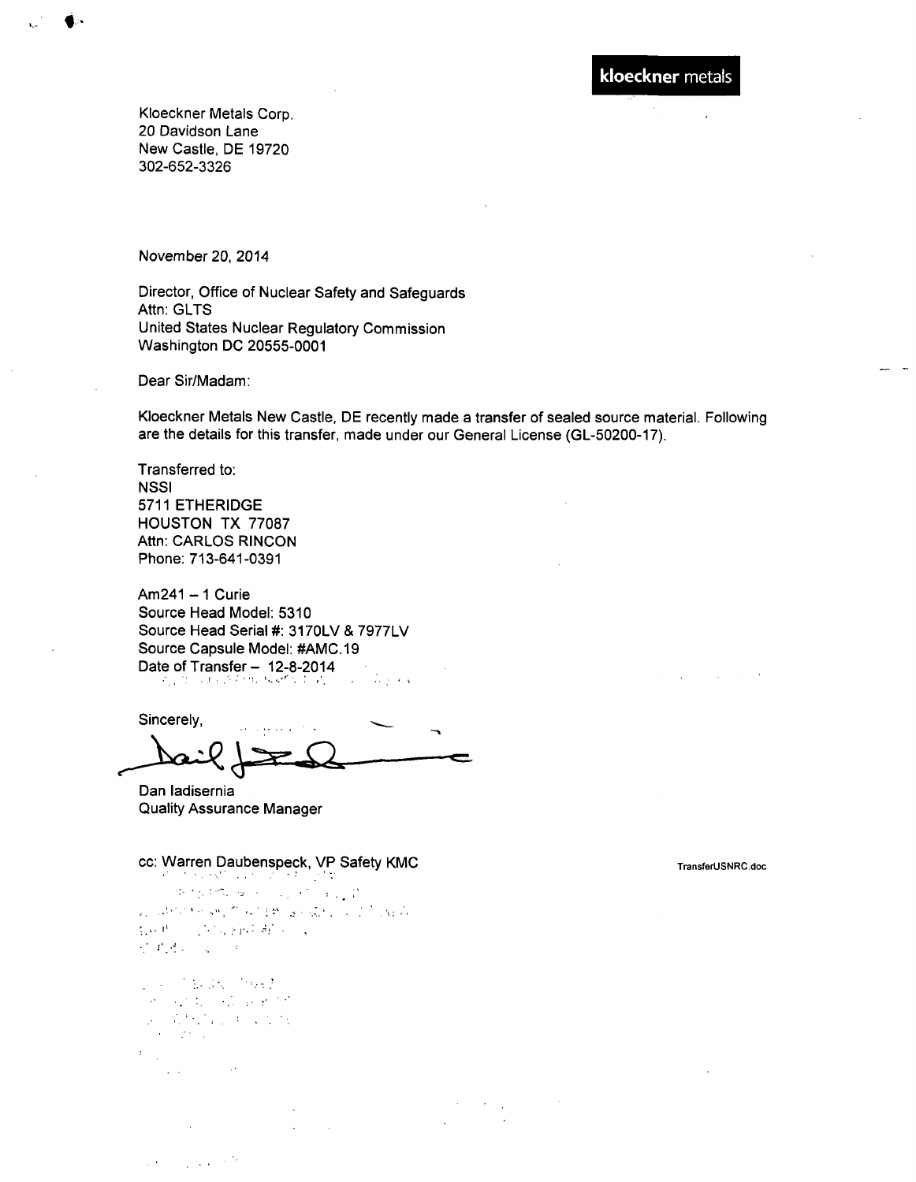**kloeckner metals**

Kloeckner Metals Corp.
20 Davidson Lane
New Castle, DE 19720
302-652-3326

November 20, 2014

Director, Office of Nuclear Safety and Safeguards
Attn: GLTS
United States Nuclear Regulatory Commission
Washington DC 20555-0001

Dear Sir/Madam:

Kloeckner Metals New Castle, DE recently made a transfer of sealed source material. Following are the details for this transfer, made under our General License (GL-50200-17).

Transferred to:
NSSI
5711 ETHERIDGE
HOUSTON TX 77087
Attn: CARLOS RINCON
Phone: 713-641-0391

Am241 – 1 Curie
Source Head Model: 5310
Source Head Serial #: 3170LV & 7977LV
Source Capsule Model: #AMC.19
Date of Transfer – 12-8-2014

Sincerely,

Dan Iadisernia
Quality Assurance Manager

cc: Warren Daubenspeck, VP Safety KMC

TransferUSNRC.doc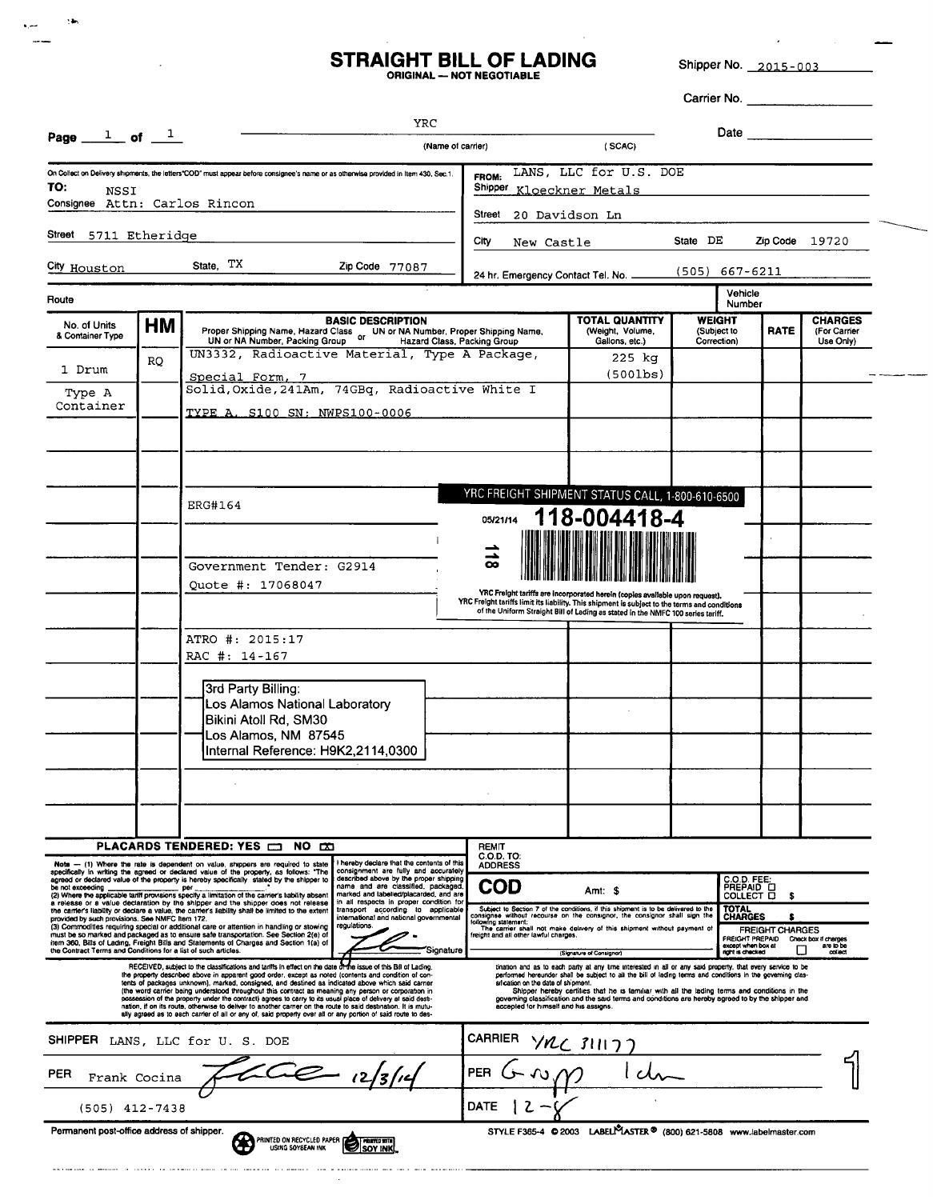# STRAIGHT BILL OF LADING

**ORIGINAL — NOT NEGOTIABLE**

Shipper No. 2015-003

Carrier No.

Page 1 of 1

YRC (Name of carrier) (SCAC)

Date

On Collect on Delivery shipments, the letters "COD" must appear before consignee's name or as otherwise provided in Item 430, Sec. 1.

**TO:** NSSI
Consignee Attn: Carlos Rincon
Street 5711 Etheridge
City Houston State, TX Zip Code 77087

**FROM:** LANS, LLC for U.S. DOE
Shipper Kloeckner Metals
Street 20 Davidson Ln
City New Castle State DE Zip Code 19720
24 hr. Emergency Contact Tel. No. (505) 667-6211

Route

Vehicle Number

| No. of Units & Container Type | HM | BASIC DESCRIPTION Proper Shipping Name, Hazard Class, UN or NA Number, Packing Group or UN or NA Number, Proper Shipping Name, Hazard Class, Packing Group | TOTAL QUANTITY (Weight, Volume, Gallons, etc.) | WEIGHT (Subject to Correction) | RATE | CHARGES (For Carrier Use Only) |
|---|---|---|---|---|---|---|
| 1 Drum | RQ | UN3332, Radioactive Material, Type A Package, Special Form, 7 | 225 kg (500lbs) | | | |
| Type A Container | | Solid,Oxide,241Am, 74GBq, Radioactive White I | | | | |
| | | TYPE A, S100 SN: NWPS100-0006 | | | | |
| | | ERG#164 | | | | |
| | | Government Tender: G2914 | | | | |
| | | Quote #: 17068047 | | | | |
| | | ATRO #: 2015:17 | | | | |
| | | RAC #: 14-167 | | | | |

YRC FREIGHT SHIPMENT STATUS CALL, 1-800-610-6500
05/21/14 118-004418-4
118
YRC Freight tariffs are incorporated herein (copies available upon request). YRC Freight tariffs limit its liability. This shipment is subject to the terms and conditions of the Uniform Straight Bill of Lading as stated in the NMFC 100 series tariff.

3rd Party Billing:
Los Alamos National Laboratory
Bikini Atoll Rd, SM30
Los Alamos, NM 87545
Internal Reference: H9K2,2114,0300

**PLACARDS TENDERED: YES ☐ NO ☒**

Note — (1) Where the rate is dependent on value, shippers are required to state specifically in writing the agreed or declared value of the property, as follows: "The agreed or declared value of the property is hereby specifically stated by the shipper to be not exceeding _______ per _______." (2) Where the applicable tariff provisions specify a limitation of the carrier's liability absent a release or a value declaration by the shipper and the shipper does not release the carrier's liability or declare a value, the carrier's liability shall be limited to the extent provided by such provisions. See NMFC Item 172. (3) Commodities requiring special or additional care or attention in handling or stowing must be so marked and packaged as to ensure safe transportation. See Section 2(e) of item 360, Bills of Lading, Freight Bills and Statements of Charges and Section 1(a) of the Contract Terms and Conditions for a list of such articles.

I hereby declare that the contents of this consignment are fully and accurately described above by the proper shipping name and are classified, packaged, marked and labeled/placarded, and are in all respects in proper condition for transport according to applicable international and national governmental regulations.

Signature

REMIT C.O.D. TO: ADDRESS

**COD** Amt: $

C.O.D. FEE: PREPAID ☐ COLLECT ☐ $

TOTAL CHARGES $

Subject to Section 7 of the conditions, if this shipment is to be delivered to the consignee without recourse on the consignor, the consignor shall sign the following statement: The carrier shall not make delivery of this shipment without payment of freight and all other lawful charges.

(Signature of Consignor)

FREIGHT CHARGES
FREIGHT PREPAID except when box at right is checked ☐ Check box if charges are to be collect

RECEIVED, subject to the classifications and tariffs in effect on the date of the issue of this Bill of Lading, the property described above in apparent good order, except as noted (contents and condition of contents of packages unknown), marked, consigned, and destined as indicated above which said carrier (the word carrier being understood throughout this contract as meaning any person or corporation in possession of the property under the contract) agrees to carry to its usual place of delivery at said destination, if on its route, otherwise to deliver to another carrier on the route to said destination. It is mutually agreed as to each carrier of all or any of, said property over all or any portion of said route to destination and as to each party at any time interested in all or any said property, that every service to be performed hereunder shall be subject to all the bill of lading terms and conditions in the governing classification on the date of shipment.
Shipper hereby certifies that he is familiar with all the lading terms and conditions in the governing classification and the said terms and conditions are hereby agreed to by the shipper and accepted for himself and his assigns.

SHIPPER LANS, LLC for U. S. DOE
PER Frank Cocina 12/3/14
(505) 412-7438

CARRIER YRC 311177
PER G[illegible] 1 dr
DATE 12-8

Permanent post-office address of shipper.

PRINTED ON RECYCLED PAPER USING SOYBEAN INK

STYLE F365-4 © 2003 LABELMASTER® (800) 621-5808 www.labelmaster.com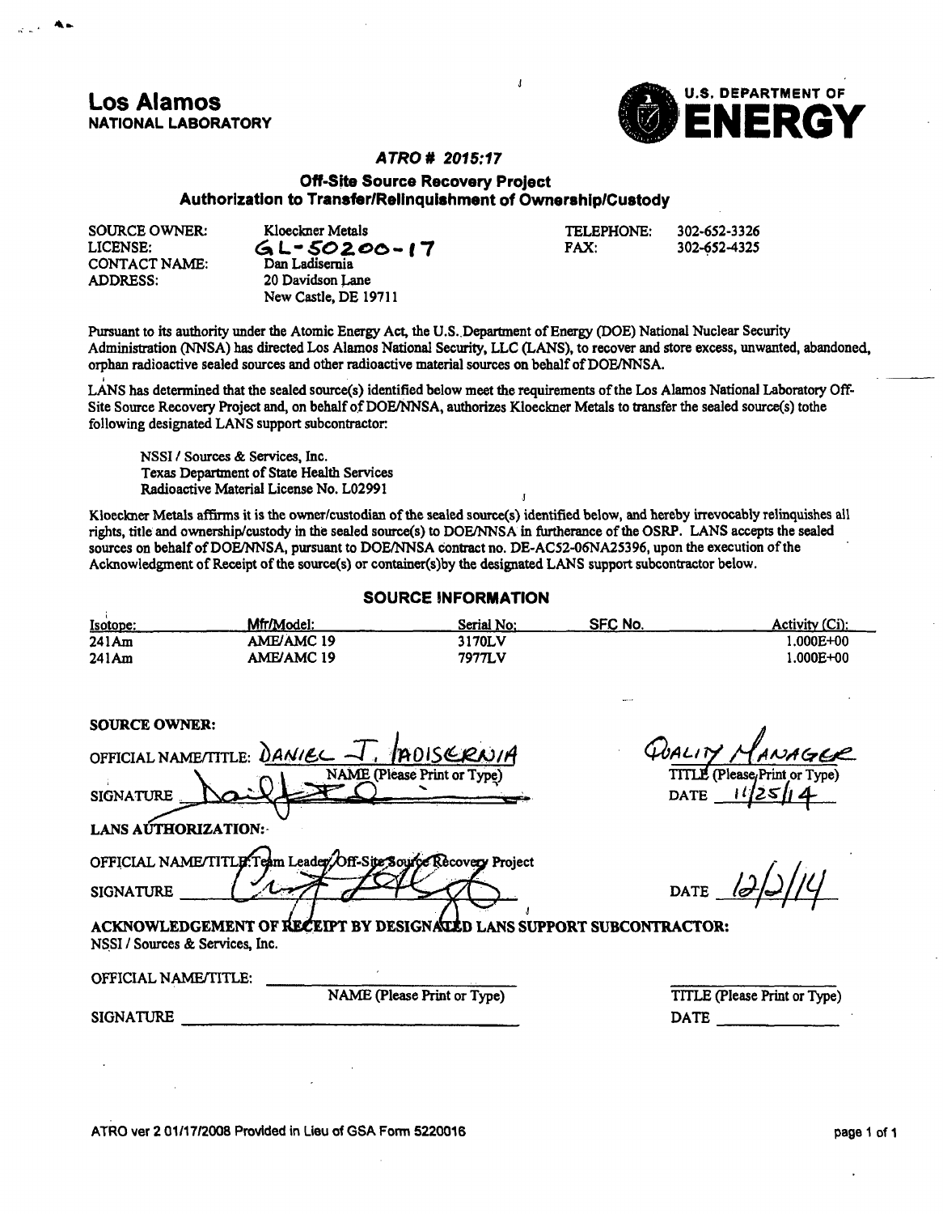**Los Alamos**
**NATIONAL LABORATORY**

**U.S. DEPARTMENT OF ENERGY**

***ATRO # 2015:17***

### Off-Site Source Recovery Project
### Authorization to Transfer/Relinquishment of Ownership/Custody

| | | | |
|---|---|---|---|
| SOURCE OWNER: | Kloeckner Metals | TELEPHONE: | 302-652-3326 |
| LICENSE: | GL-50200-17 | FAX: | 302-652-4325 |
| CONTACT NAME: | Dan Ladisernia | | |
| ADDRESS: | 20 Davidson Lane<br>New Castle, DE 19711 | | |

Pursuant to its authority under the Atomic Energy Act, the U.S. Department of Energy (DOE) National Nuclear Security Administration (NNSA) has directed Los Alamos National Security, LLC (LANS), to recover and store excess, unwanted, abandoned, orphan radioactive sealed sources and other radioactive material sources on behalf of DOE/NNSA.

LANS has determined that the sealed source(s) identified below meet the requirements of the Los Alamos National Laboratory Off-Site Source Recovery Project and, on behalf of DOE/NNSA, authorizes Kloeckner Metals to transfer the sealed source(s) tothe following designated LANS support subcontractor:

NSSI / Sources & Services, Inc.
Texas Department of State Health Services
Radioactive Material License No. L02991

Kloeckner Metals affirms it is the owner/custodian of the sealed source(s) identified below, and hereby irrevocably relinquishes all rights, title and ownership/custody in the sealed source(s) to DOE/NNSA in furtherance of the OSRP. LANS accepts the sealed sources on behalf of DOE/NNSA, pursuant to DOE/NNSA contract no. DE-AC52-06NA25396, upon the execution of the Acknowledgment of Receipt of the source(s) or container(s)by the designated LANS support subcontractor below.

### SOURCE INFORMATION

| Isotope: | Mfr/Model: | Serial No: | SFC No. | Activity (Ci): |
|---|---|---|---|---|
| 241Am | AME/AMC 19 | 3170LV | | 1.000E+00 |
| 241Am | AME/AMC 19 | 7977LV | | 1.000E+00 |

**SOURCE OWNER:**

OFFICIAL NAME/TITLE: DANIEL J. LADISERNIA — NAME (Please Print or Type) — QUALITY MANAGER — TITLE (Please Print or Type)

SIGNATURE [signature] — DATE 11/25/14

**LANS AUTHORIZATION:**

OFFICIAL NAME/TITLE: Team Leader, Off-Site Source Recovery Project

SIGNATURE [signature] — DATE 12/2/14

**ACKNOWLEDGEMENT OF RECEIPT BY DESIGNATED LANS SUPPORT SUBCONTRACTOR:**
NSSI / Sources & Services, Inc.

OFFICIAL NAME/TITLE: ____________ NAME (Please Print or Type) ____________ TITLE (Please Print or Type)

SIGNATURE ____________ DATE ____________

ATRO ver 2 01/17/2008 Provided in Lieu of GSA Form 5220016